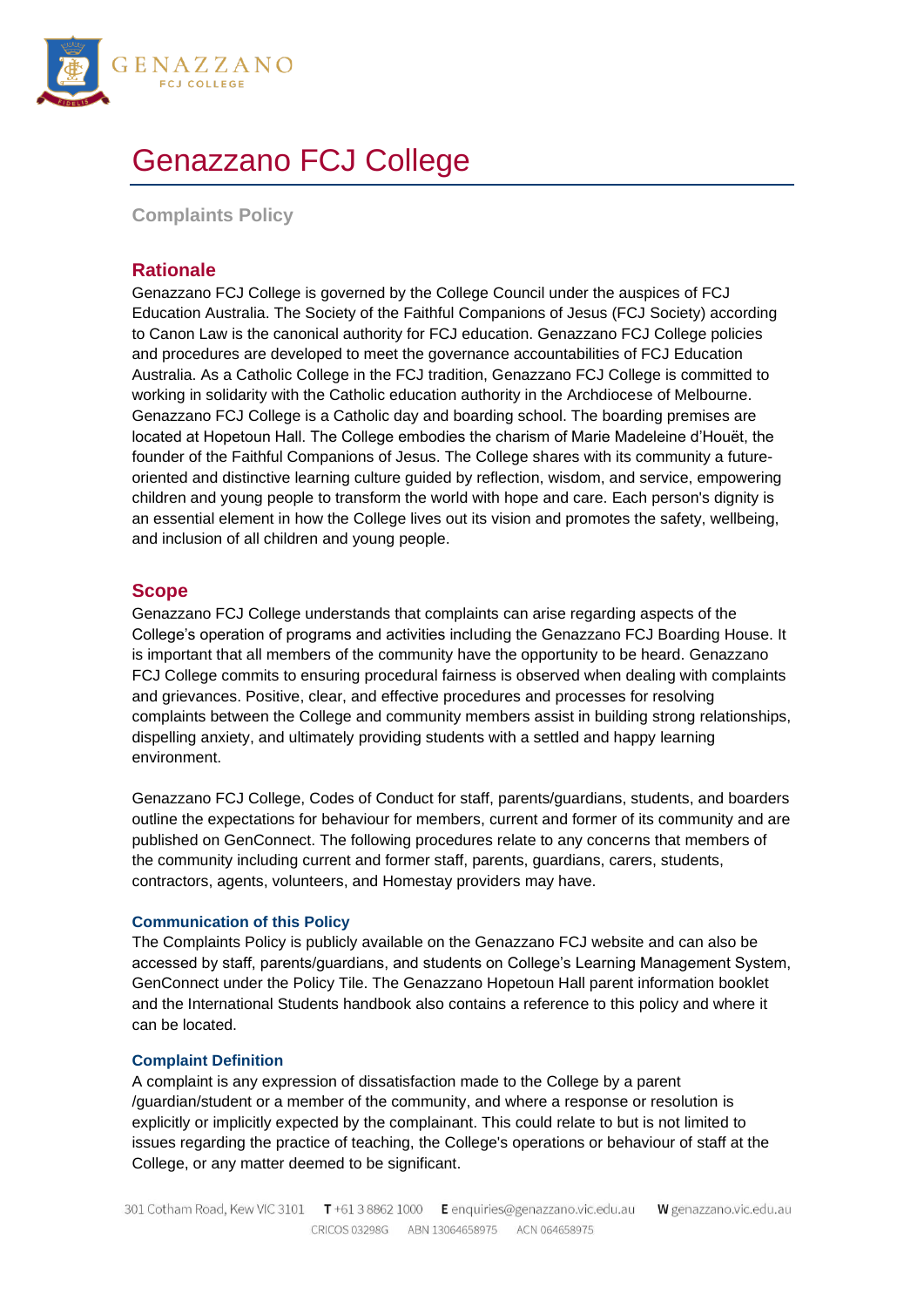# Genazzano FCJ College

**Complaints Policy**

## Rationale

Genazzano FCJ College is governed by the College Council under the auspices of FCJ Education Australia. The Society of the Faithful Companions of Jesus (FCJ Society) according to Canon Law is the canonical authority for FCJ education. Genazzano FCJ College policies and procedures are developed to meet the governance accountabilities of FCJ Education Australia. As a Catholic College in the FCJ tradition, Genazzano FCJ College is committed to working in solidarity with the Catholic education authority in the Archdiocese of Melbourne. Genazzano FCJ College is a Catholic day and boarding school. The boarding premises are located at Hopetoun Hall. The College embodies the charism of Marie Madeleine d'Houët, the founder of the Faithful Companions of Jesus. The College shares with its community a future-oriented and distinctive learning culture guided by reflection, wisdom, and service, empowering children and young people to transform the world with hope and care. Each person's dignity is an essential element in how the College lives out its vision and promotes the safety, wellbeing, and inclusion of all children and young people.

## Scope

Genazzano FCJ College understands that complaints can arise regarding aspects of the College's operation of programs and activities including the Genazzano FCJ Boarding House. It is important that all members of the community have the opportunity to be heard. Genazzano FCJ College commits to ensuring procedural fairness is observed when dealing with complaints and grievances. Positive, clear, and effective procedures and processes for resolving complaints between the College and community members assist in building strong relationships, dispelling anxiety, and ultimately providing students with a settled and happy learning environment.

Genazzano FCJ College, Codes of Conduct for staff, parents/guardians, students, and boarders outline the expectations for behaviour for members, current and former of its community and are published on GenConnect. The following procedures relate to any concerns that members of the community including current and former staff, parents, guardians, carers, students, contractors, agents, volunteers, and Homestay providers may have.

### Communication of this Policy

The Complaints Policy is publicly available on the Genazzano FCJ website and can also be accessed by staff, parents/guardians, and students on College's Learning Management System, GenConnect under the Policy Tile. The Genazzano Hopetoun Hall parent information booklet and the International Students handbook also contains a reference to this policy and where it can be located.

### Complaint Definition

A complaint is any expression of dissatisfaction made to the College by a parent /guardian/student or a member of the community, and where a response or resolution is explicitly or implicitly expected by the complainant. This could relate to but is not limited to issues regarding the practice of teaching, the College's operations or behaviour of staff at the College, or any matter deemed to be significant.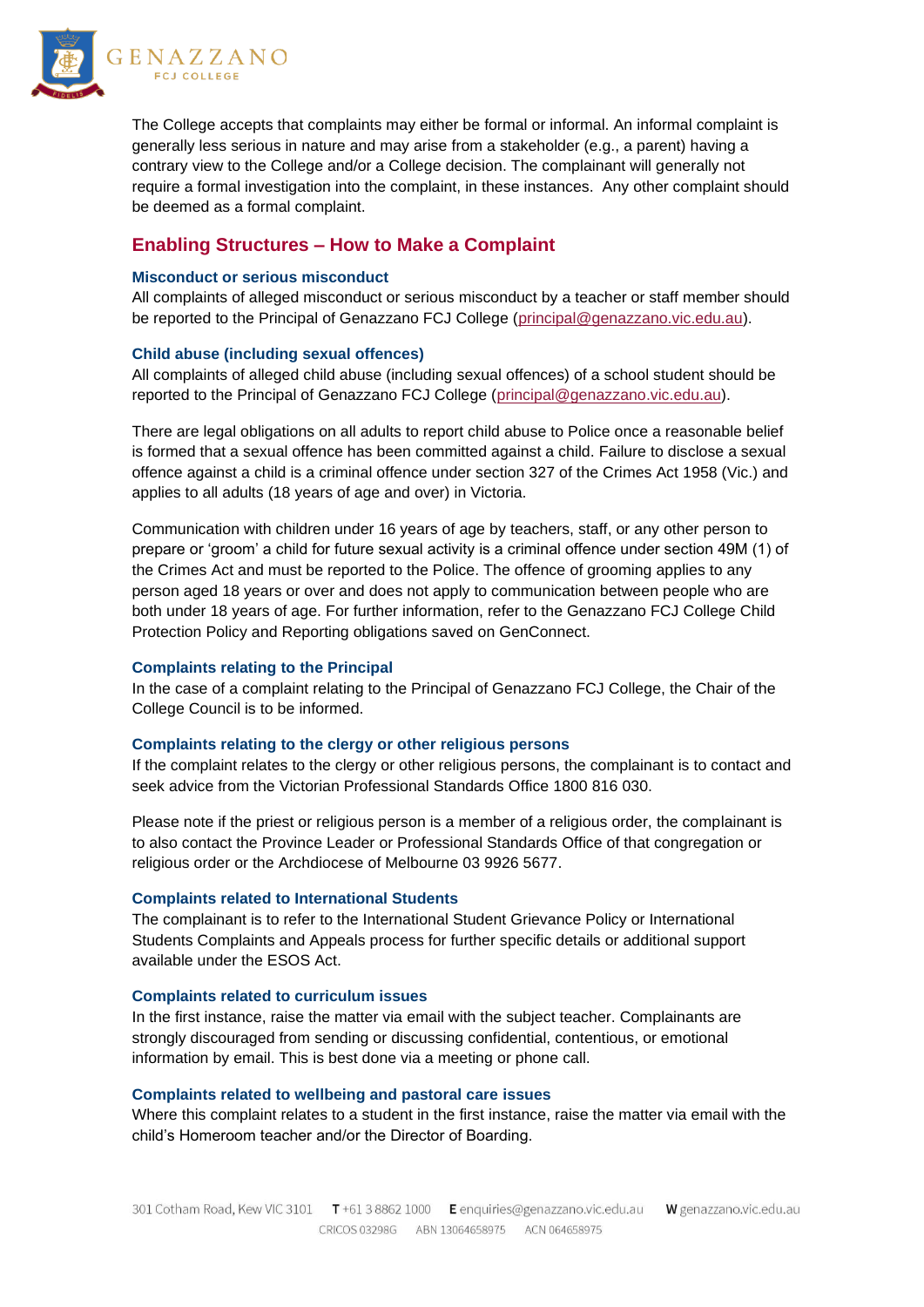The College accepts that complaints may either be formal or informal. An informal complaint is generally less serious in nature and may arise from a stakeholder (e.g., a parent) having a contrary view to the College and/or a College decision. The complainant will generally not require a formal investigation into the complaint, in these instances. Any other complaint should be deemed as a formal complaint.

## Enabling Structures – How to Make a Complaint

### Misconduct or serious misconduct

All complaints of alleged misconduct or serious misconduct by a teacher or staff member should be reported to the Principal of Genazzano FCJ College (principal@genazzano.vic.edu.au).

### Child abuse (including sexual offences)

All complaints of alleged child abuse (including sexual offences) of a school student should be reported to the Principal of Genazzano FCJ College (principal@genazzano.vic.edu.au).

There are legal obligations on all adults to report child abuse to Police once a reasonable belief is formed that a sexual offence has been committed against a child. Failure to disclose a sexual offence against a child is a criminal offence under section 327 of the Crimes Act 1958 (Vic.) and applies to all adults (18 years of age and over) in Victoria.

Communication with children under 16 years of age by teachers, staff, or any other person to prepare or 'groom' a child for future sexual activity is a criminal offence under section 49M (1) of the Crimes Act and must be reported to the Police. The offence of grooming applies to any person aged 18 years or over and does not apply to communication between people who are both under 18 years of age. For further information, refer to the Genazzano FCJ College Child Protection Policy and Reporting obligations saved on GenConnect.

### Complaints relating to the Principal

In the case of a complaint relating to the Principal of Genazzano FCJ College, the Chair of the College Council is to be informed.

### Complaints relating to the clergy or other religious persons

If the complaint relates to the clergy or other religious persons, the complainant is to contact and seek advice from the Victorian Professional Standards Office 1800 816 030.

Please note if the priest or religious person is a member of a religious order, the complainant is to also contact the Province Leader or Professional Standards Office of that congregation or religious order or the Archdiocese of Melbourne 03 9926 5677.

### Complaints related to International Students

The complainant is to refer to the International Student Grievance Policy or International Students Complaints and Appeals process for further specific details or additional support available under the ESOS Act.

### Complaints related to curriculum issues

In the first instance, raise the matter via email with the subject teacher. Complainants are strongly discouraged from sending or discussing confidential, contentious, or emotional information by email. This is best done via a meeting or phone call.

### Complaints related to wellbeing and pastoral care issues

Where this complaint relates to a student in the first instance, raise the matter via email with the child's Homeroom teacher and/or the Director of Boarding.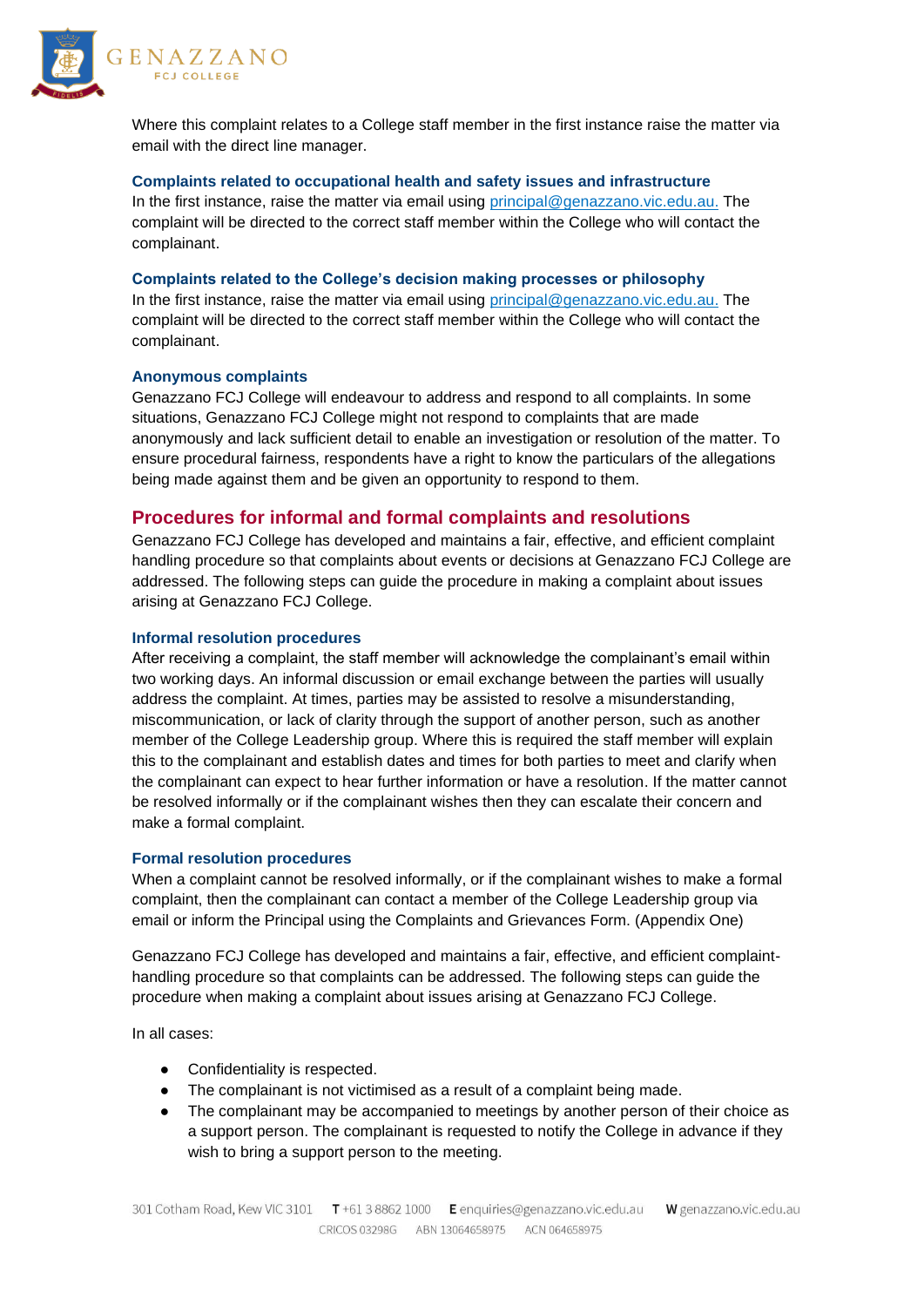Where this complaint relates to a College staff member in the first instance raise the matter via email with the direct line manager.

### Complaints related to occupational health and safety issues and infrastructure

In the first instance, raise the matter via email using principal@genazzano.vic.edu.au. The complaint will be directed to the correct staff member within the College who will contact the complainant.

### Complaints related to the College's decision making processes or philosophy

In the first instance, raise the matter via email using principal@genazzano.vic.edu.au. The complaint will be directed to the correct staff member within the College who will contact the complainant.

### Anonymous complaints

Genazzano FCJ College will endeavour to address and respond to all complaints. In some situations, Genazzano FCJ College might not respond to complaints that are made anonymously and lack sufficient detail to enable an investigation or resolution of the matter. To ensure procedural fairness, respondents have a right to know the particulars of the allegations being made against them and be given an opportunity to respond to them.

## Procedures for informal and formal complaints and resolutions

Genazzano FCJ College has developed and maintains a fair, effective, and efficient complaint handling procedure so that complaints about events or decisions at Genazzano FCJ College are addressed. The following steps can guide the procedure in making a complaint about issues arising at Genazzano FCJ College.

### Informal resolution procedures

After receiving a complaint, the staff member will acknowledge the complainant's email within two working days. An informal discussion or email exchange between the parties will usually address the complaint. At times, parties may be assisted to resolve a misunderstanding, miscommunication, or lack of clarity through the support of another person, such as another member of the College Leadership group. Where this is required the staff member will explain this to the complainant and establish dates and times for both parties to meet and clarify when the complainant can expect to hear further information or have a resolution. If the matter cannot be resolved informally or if the complainant wishes then they can escalate their concern and make a formal complaint.

### Formal resolution procedures

When a complaint cannot be resolved informally, or if the complainant wishes to make a formal complaint, then the complainant can contact a member of the College Leadership group via email or inform the Principal using the Complaints and Grievances Form. (Appendix One)

Genazzano FCJ College has developed and maintains a fair, effective, and efficient complaint-handling procedure so that complaints can be addressed. The following steps can guide the procedure when making a complaint about issues arising at Genazzano FCJ College.

In all cases:

- Confidentiality is respected.
- The complainant is not victimised as a result of a complaint being made.
- The complainant may be accompanied to meetings by another person of their choice as a support person. The complainant is requested to notify the College in advance if they wish to bring a support person to the meeting.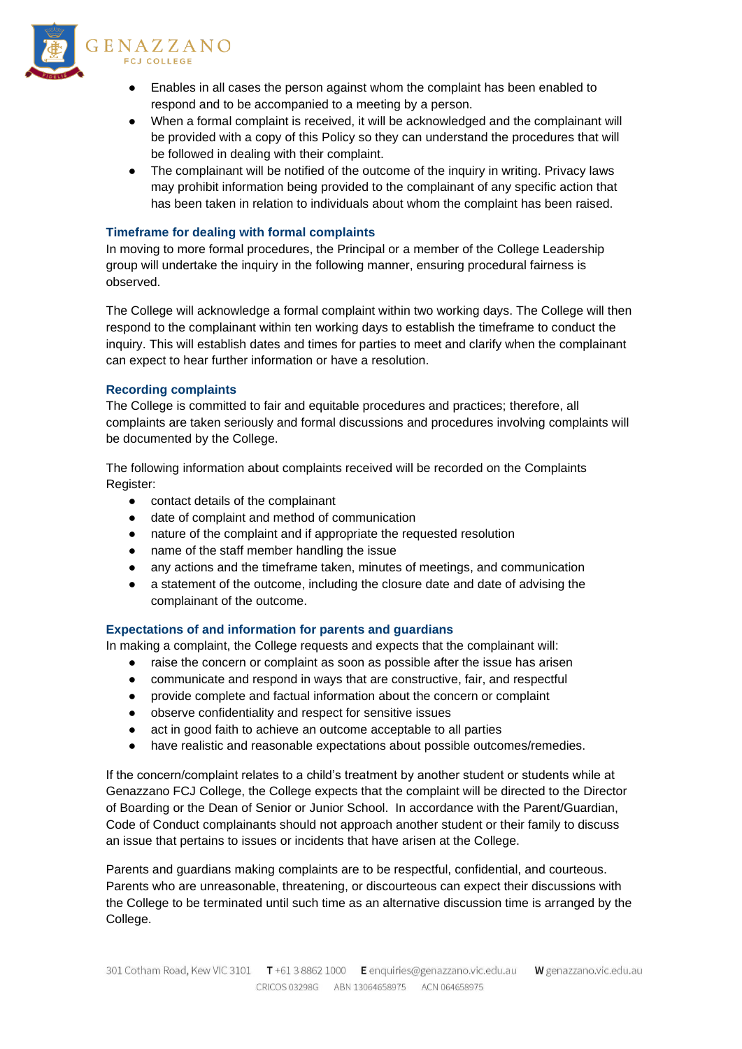- Enables in all cases the person against whom the complaint has been enabled to respond and to be accompanied to a meeting by a person.
- When a formal complaint is received, it will be acknowledged and the complainant will be provided with a copy of this Policy so they can understand the procedures that will be followed in dealing with their complaint.
- The complainant will be notified of the outcome of the inquiry in writing. Privacy laws may prohibit information being provided to the complainant of any specific action that has been taken in relation to individuals about whom the complaint has been raised.

### Timeframe for dealing with formal complaints

In moving to more formal procedures, the Principal or a member of the College Leadership group will undertake the inquiry in the following manner, ensuring procedural fairness is observed.

The College will acknowledge a formal complaint within two working days. The College will then respond to the complainant within ten working days to establish the timeframe to conduct the inquiry. This will establish dates and times for parties to meet and clarify when the complainant can expect to hear further information or have a resolution.

### Recording complaints

The College is committed to fair and equitable procedures and practices; therefore, all complaints are taken seriously and formal discussions and procedures involving complaints will be documented by the College.

The following information about complaints received will be recorded on the Complaints Register:

- contact details of the complainant
- date of complaint and method of communication
- nature of the complaint and if appropriate the requested resolution
- name of the staff member handling the issue
- any actions and the timeframe taken, minutes of meetings, and communication
- a statement of the outcome, including the closure date and date of advising the complainant of the outcome.

### Expectations of and information for parents and guardians

In making a complaint, the College requests and expects that the complainant will:

- raise the concern or complaint as soon as possible after the issue has arisen
- communicate and respond in ways that are constructive, fair, and respectful
- provide complete and factual information about the concern or complaint
- observe confidentiality and respect for sensitive issues
- act in good faith to achieve an outcome acceptable to all parties
- have realistic and reasonable expectations about possible outcomes/remedies.

If the concern/complaint relates to a child's treatment by another student or students while at Genazzano FCJ College, the College expects that the complaint will be directed to the Director of Boarding or the Dean of Senior or Junior School. In accordance with the Parent/Guardian, Code of Conduct complainants should not approach another student or their family to discuss an issue that pertains to issues or incidents that have arisen at the College.

Parents and guardians making complaints are to be respectful, confidential, and courteous. Parents who are unreasonable, threatening, or discourteous can expect their discussions with the College to be terminated until such time as an alternative discussion time is arranged by the College.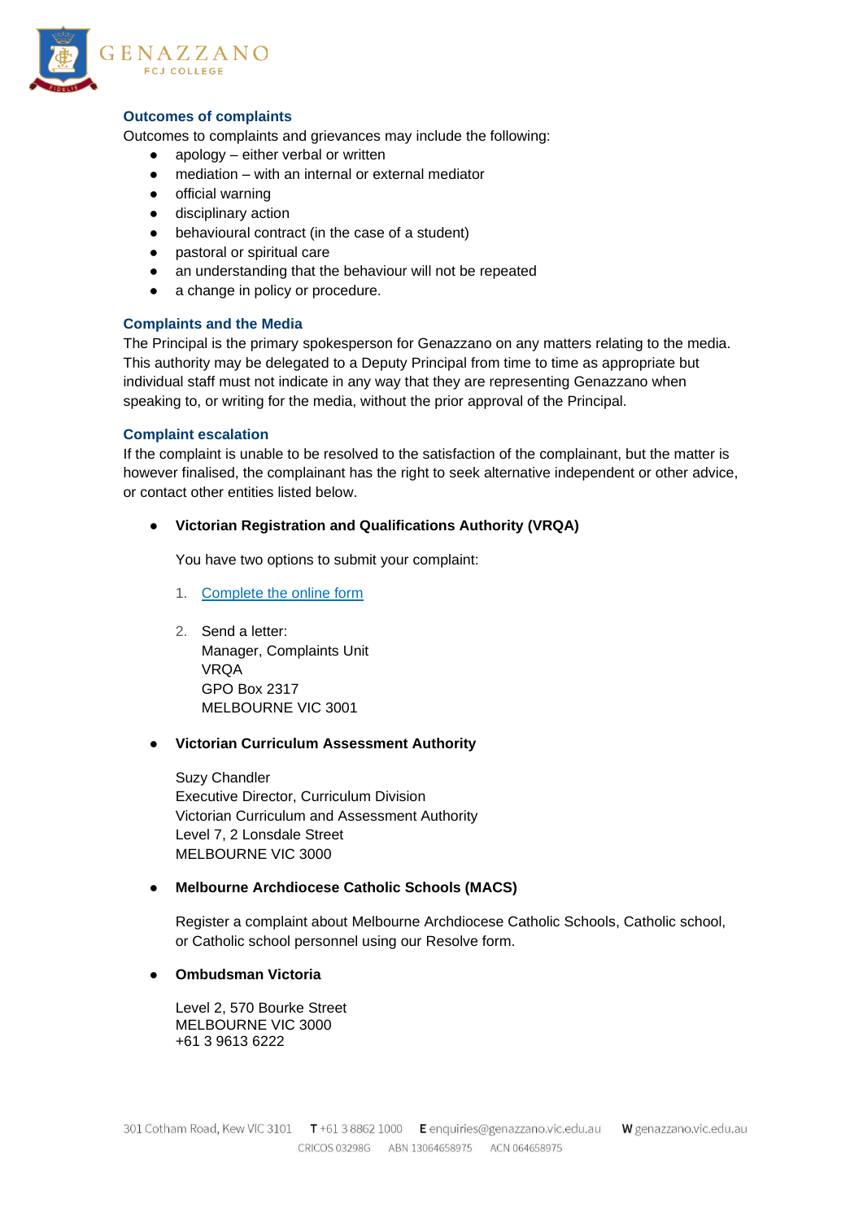### Outcomes of complaints

Outcomes to complaints and grievances may include the following:

- apology – either verbal or written
- mediation – with an internal or external mediator
- official warning
- disciplinary action
- behavioural contract (in the case of a student)
- pastoral or spiritual care
- an understanding that the behaviour will not be repeated
- a change in policy or procedure.

### Complaints and the Media

The Principal is the primary spokesperson for Genazzano on any matters relating to the media. This authority may be delegated to a Deputy Principal from time to time as appropriate but individual staff must not indicate in any way that they are representing Genazzano when speaking to, or writing for the media, without the prior approval of the Principal.

### Complaint escalation

If the complaint is unable to be resolved to the satisfaction of the complainant, but the matter is however finalised, the complainant has the right to seek alternative independent or other advice, or contact other entities listed below.

- **Victorian Registration and Qualifications Authority (VRQA)**

  You have two options to submit your complaint:

  1. Complete the online form

  2. Send a letter:
     Manager, Complaints Unit
     VRQA
     GPO Box 2317
     MELBOURNE VIC 3001

- **Victorian Curriculum Assessment Authority**

  Suzy Chandler
  Executive Director, Curriculum Division
  Victorian Curriculum and Assessment Authority
  Level 7, 2 Lonsdale Street
  MELBOURNE VIC 3000

- **Melbourne Archdiocese Catholic Schools (MACS)**

  Register a complaint about Melbourne Archdiocese Catholic Schools, Catholic school, or Catholic school personnel using our Resolve form.

- **Ombudsman Victoria**

  Level 2, 570 Bourke Street
  MELBOURNE VIC 3000
  +61 3 9613 6222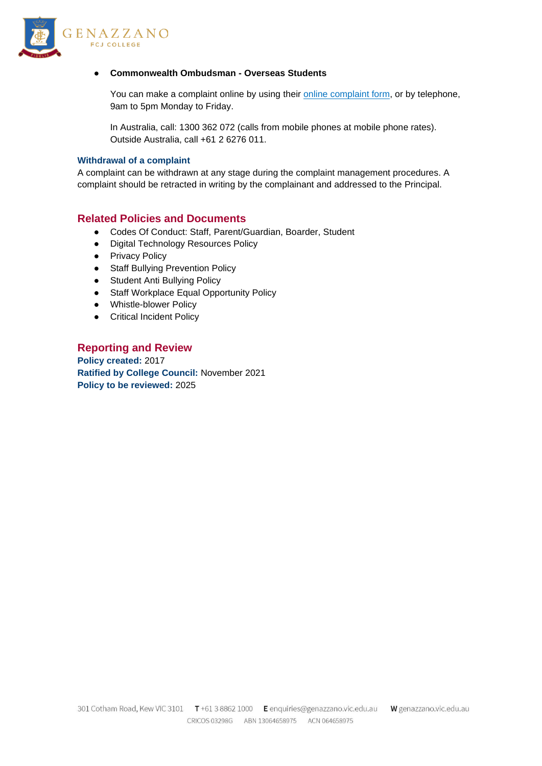- **Commonwealth Ombudsman - Overseas Students**

  You can make a complaint online by using their online complaint form, or by telephone, 9am to 5pm Monday to Friday.

  In Australia, call: 1300 362 072 (calls from mobile phones at mobile phone rates). Outside Australia, call +61 2 6276 011.

### Withdrawal of a complaint

A complaint can be withdrawn at any stage during the complaint management procedures. A complaint should be retracted in writing by the complainant and addressed to the Principal.

## Related Policies and Documents

- Codes Of Conduct: Staff, Parent/Guardian, Boarder, Student
- Digital Technology Resources Policy
- Privacy Policy
- Staff Bullying Prevention Policy
- Student Anti Bullying Policy
- Staff Workplace Equal Opportunity Policy
- Whistle-blower Policy
- Critical Incident Policy

## Reporting and Review

**Policy created:** 2017
**Ratified by College Council:** November 2021
**Policy to be reviewed:** 2025